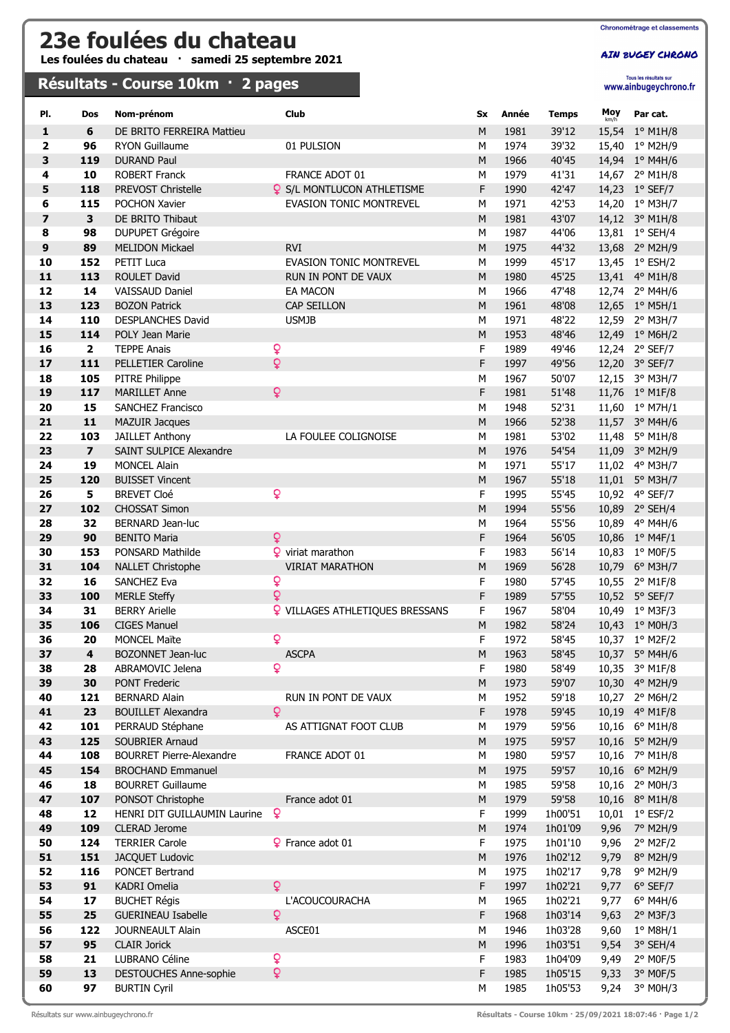# 23e foulées du chateau

**Les foulées du chateau · samedi 25 septembre 2021**

Chronométrage et classements

AIN BUGEY CHRONO

Tous les résultats sur www.ainbugeychrono.fr

## Résultats - Course 10km · 2 pages

| Pl. | Dos | Nom-prénom | | Club | Sx | Année | Temps | Moy km/h | Par cat. |
|---|---|---|---|---|---|---|---|---|---|
| 1 | 6 | DE BRITO FERREIRA Mattieu | | | M | 1981 | 39'12 | 15,54 | 1° M1H/8 |
| 2 | 96 | RYON Guillaume | | 01 PULSION | M | 1974 | 39'32 | 15,40 | 1° M2H/9 |
| 3 | 119 | DURAND Paul | | | M | 1966 | 40'45 | 14,94 | 1° M4H/6 |
| 4 | 10 | ROBERT Franck | | FRANCE ADOT 01 | M | 1979 | 41'31 | 14,67 | 2° M1H/8 |
| 5 | 118 | PREVOST Christelle | ♀ | S/L MONTLUCON ATHLETISME | F | 1990 | 42'47 | 14,23 | 1° SEF/7 |
| 6 | 115 | POCHON Xavier | | EVASION TONIC MONTREVEL | M | 1971 | 42'53 | 14,20 | 1° M3H/7 |
| 7 | 3 | DE BRITO Thibaut | | | M | 1981 | 43'07 | 14,12 | 3° M1H/8 |
| 8 | 98 | DUPUPET Grégoire | | | M | 1987 | 44'06 | 13,81 | 1° SEH/4 |
| 9 | 89 | MELIDON Mickael | | RVI | M | 1975 | 44'32 | 13,68 | 2° M2H/9 |
| 10 | 152 | PETIT Luca | | EVASION TONIC MONTREVEL | M | 1999 | 45'17 | 13,45 | 1° ESH/2 |
| 11 | 113 | ROULET David | | RUN IN PONT DE VAUX | M | 1980 | 45'25 | 13,41 | 4° M1H/8 |
| 12 | 14 | VAISSAUD Daniel | | EA MACON | M | 1966 | 47'48 | 12,74 | 2° M4H/6 |
| 13 | 123 | BOZON Patrick | | CAP SEILLON | M | 1961 | 48'08 | 12,65 | 1° M5H/1 |
| 14 | 110 | DESPLANCHES David | | USMJB | M | 1971 | 48'22 | 12,59 | 2° M3H/7 |
| 15 | 114 | POLY Jean Marie | | | M | 1953 | 48'46 | 12,49 | 1° M6H/2 |
| 16 | 2 | TEPPE Anais | ♀ | | F | 1989 | 49'46 | 12,24 | 2° SEF/7 |
| 17 | 111 | PELLETIER Caroline | ♀ | | F | 1997 | 49'56 | 12,20 | 3° SEF/7 |
| 18 | 105 | PITRE Philippe | | | M | 1967 | 50'07 | 12,15 | 3° M3H/7 |
| 19 | 117 | MARILLET Anne | ♀ | | F | 1981 | 51'48 | 11,76 | 1° M1F/8 |
| 20 | 15 | SANCHEZ Francisco | | | M | 1948 | 52'31 | 11,60 | 1° M7H/1 |
| 21 | 11 | MAZUIR Jacques | | | M | 1966 | 52'38 | 11,57 | 3° M4H/6 |
| 22 | 103 | JAILLET Anthony | | LA FOULEE COLIGNOISE | M | 1981 | 53'02 | 11,48 | 5° M1H/8 |
| 23 | 7 | SAINT SULPICE Alexandre | | | M | 1976 | 54'54 | 11,09 | 3° M2H/9 |
| 24 | 19 | MONCEL Alain | | | M | 1971 | 55'17 | 11,02 | 4° M3H/7 |
| 25 | 120 | BUISSET Vincent | | | M | 1967 | 55'18 | 11,01 | 5° M3H/7 |
| 26 | 5 | BREVET Cloé | ♀ | | F | 1995 | 55'45 | 10,92 | 4° SEF/7 |
| 27 | 102 | CHOSSAT Simon | | | M | 1994 | 55'56 | 10,89 | 2° SEH/4 |
| 28 | 32 | BERNARD Jean-luc | | | M | 1964 | 55'56 | 10,89 | 4° M4H/6 |
| 29 | 90 | BENITO Maria | ♀ | | F | 1964 | 56'05 | 10,86 | 1° M4F/1 |
| 30 | 153 | PONSARD Mathilde | ♀ | viriat marathon | F | 1983 | 56'14 | 10,83 | 1° M0F/5 |
| 31 | 104 | NALLET Christophe | | VIRIAT MARATHON | M | 1969 | 56'28 | 10,79 | 6° M3H/7 |
| 32 | 16 | SANCHEZ Eva | ♀ | | F | 1980 | 57'45 | 10,55 | 2° M1F/8 |
| 33 | 100 | MERLE Steffy | ♀ | | F | 1989 | 57'55 | 10,52 | 5° SEF/7 |
| 34 | 31 | BERRY Arielle | ♀ | VILLAGES ATHLETIQUES BRESSANS | F | 1967 | 58'04 | 10,49 | 1° M3F/3 |
| 35 | 106 | CIGES Manuel | | | M | 1982 | 58'24 | 10,43 | 1° M0H/3 |
| 36 | 20 | MONCEL Maïte | ♀ | | F | 1972 | 58'45 | 10,37 | 1° M2F/2 |
| 37 | 4 | BOZONNET Jean-luc | | ASCPA | M | 1963 | 58'45 | 10,37 | 5° M4H/6 |
| 38 | 28 | ABRAMOVIC Jelena | ♀ | | F | 1980 | 58'49 | 10,35 | 3° M1F/8 |
| 39 | 30 | PONT Frederic | | | M | 1973 | 59'07 | 10,30 | 4° M2H/9 |
| 40 | 121 | BERNARD Alain | | RUN IN PONT DE VAUX | M | 1952 | 59'18 | 10,27 | 2° M6H/2 |
| 41 | 23 | BOUILLET Alexandra | ♀ | | F | 1978 | 59'45 | 10,19 | 4° M1F/8 |
| 42 | 101 | PERRAUD Stéphane | | AS ATTIGNAT FOOT CLUB | M | 1979 | 59'56 | 10,16 | 6° M1H/8 |
| 43 | 125 | SOUBRIER Arnaud | | | M | 1975 | 59'57 | 10,16 | 5° M2H/9 |
| 44 | 108 | BOURRET Pierre-Alexandre | | FRANCE ADOT 01 | M | 1980 | 59'57 | 10,16 | 7° M1H/8 |
| 45 | 154 | BROCHAND Emmanuel | | | M | 1975 | 59'57 | 10,16 | 6° M2H/9 |
| 46 | 18 | BOURRET Guillaume | | | M | 1985 | 59'58 | 10,16 | 2° M0H/3 |
| 47 | 107 | PONSOT Christophe | | France adot 01 | M | 1979 | 59'58 | 10,16 | 8° M1H/8 |
| 48 | 12 | HENRI DIT GUILLAUMIN Laurine | ♀ | | F | 1999 | 1h00'51 | 10,01 | 1° ESF/2 |
| 49 | 109 | CLERAD Jerome | | | M | 1974 | 1h01'09 | 9,96 | 7° M2H/9 |
| 50 | 124 | TERRIER Carole | ♀ | France adot 01 | F | 1975 | 1h01'10 | 9,96 | 2° M2F/2 |
| 51 | 151 | JACQUET Ludovic | | | M | 1976 | 1h02'12 | 9,79 | 8° M2H/9 |
| 52 | 116 | PONCET Bertrand | | | M | 1975 | 1h02'17 | 9,78 | 9° M2H/9 |
| 53 | 91 | KADRI Omelia | ♀ | | F | 1997 | 1h02'21 | 9,77 | 6° SEF/7 |
| 54 | 17 | BUCHET Régis | | L'ACOUCOURACHA | M | 1965 | 1h02'21 | 9,77 | 6° M4H/6 |
| 55 | 25 | GUERINEAU Isabelle | ♀ | | F | 1968 | 1h03'14 | 9,63 | 2° M3F/3 |
| 56 | 122 | JOURNEAULT Alain | | ASCE01 | M | 1946 | 1h03'28 | 9,60 | 1° M8H/1 |
| 57 | 95 | CLAIR Jorick | | | M | 1996 | 1h03'51 | 9,54 | 3° SEH/4 |
| 58 | 21 | LUBRANO Céline | ♀ | | F | 1983 | 1h04'09 | 9,49 | 2° M0F/5 |
| 59 | 13 | DESTOUCHES Anne-sophie | ♀ | | F | 1985 | 1h05'15 | 9,33 | 3° M0F/5 |
| 60 | 97 | BURTIN Cyril | | | M | 1985 | 1h05'53 | 9,24 | 3° M0H/3 |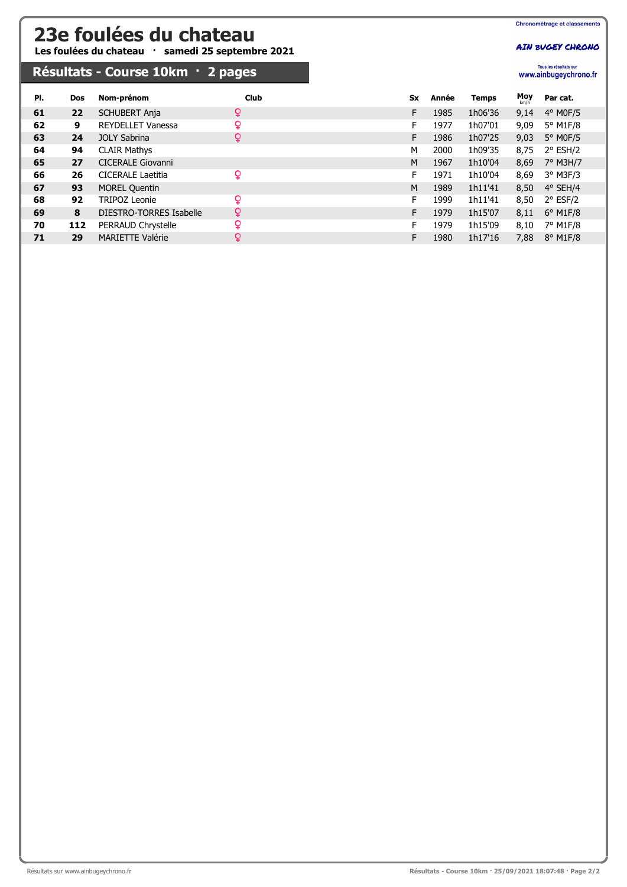# 23e foulées du chateau

**Les foulées du chateau · samedi 25 septembre 2021**

Chronométrage et classements

AIN BUGEY CHRONO

Tous les résultats sur www.ainbugeychrono.fr

## Résultats - Course 10km · 2 pages

| Pl. | Dos | Nom-prénom | Club | Sx | Année | Temps | Moy km/h | Par cat. |
|---|---|---|---|---|---|---|---|---|
| 61 | 22 | SCHUBERT Anja | ♀ | F | 1985 | 1h06'36 | 9,14 | 4° M0F/5 |
| 62 | 9 | REYDELLET Vanessa | ♀ | F | 1977 | 1h07'01 | 9,09 | 5° M1F/8 |
| 63 | 24 | JOLY Sabrina | ♀ | F | 1986 | 1h07'25 | 9,03 | 5° M0F/5 |
| 64 | 94 | CLAIR Mathys | | M | 2000 | 1h09'35 | 8,75 | 2° ESH/2 |
| 65 | 27 | CICERALE Giovanni | | M | 1967 | 1h10'04 | 8,69 | 7° M3H/7 |
| 66 | 26 | CICERALE Laetitia | ♀ | F | 1971 | 1h10'04 | 8,69 | 3° M3F/3 |
| 67 | 93 | MOREL Quentin | | M | 1989 | 1h11'41 | 8,50 | 4° SEH/4 |
| 68 | 92 | TRIPOZ Leonie | ♀ | F | 1999 | 1h11'41 | 8,50 | 2° ESF/2 |
| 69 | 8 | DIESTRO-TORRES Isabelle | ♀ | F | 1979 | 1h15'07 | 8,11 | 6° M1F/8 |
| 70 | 112 | PERRAUD Chrystelle | ♀ | F | 1979 | 1h15'09 | 8,10 | 7° M1F/8 |
| 71 | 29 | MARIETTE Valérie | ♀ | F | 1980 | 1h17'16 | 7,88 | 8° M1F/8 |

Résultats sur www.ainbugeychrono.fr

Résultats - Course 10km · 25/09/2021 18:07:48